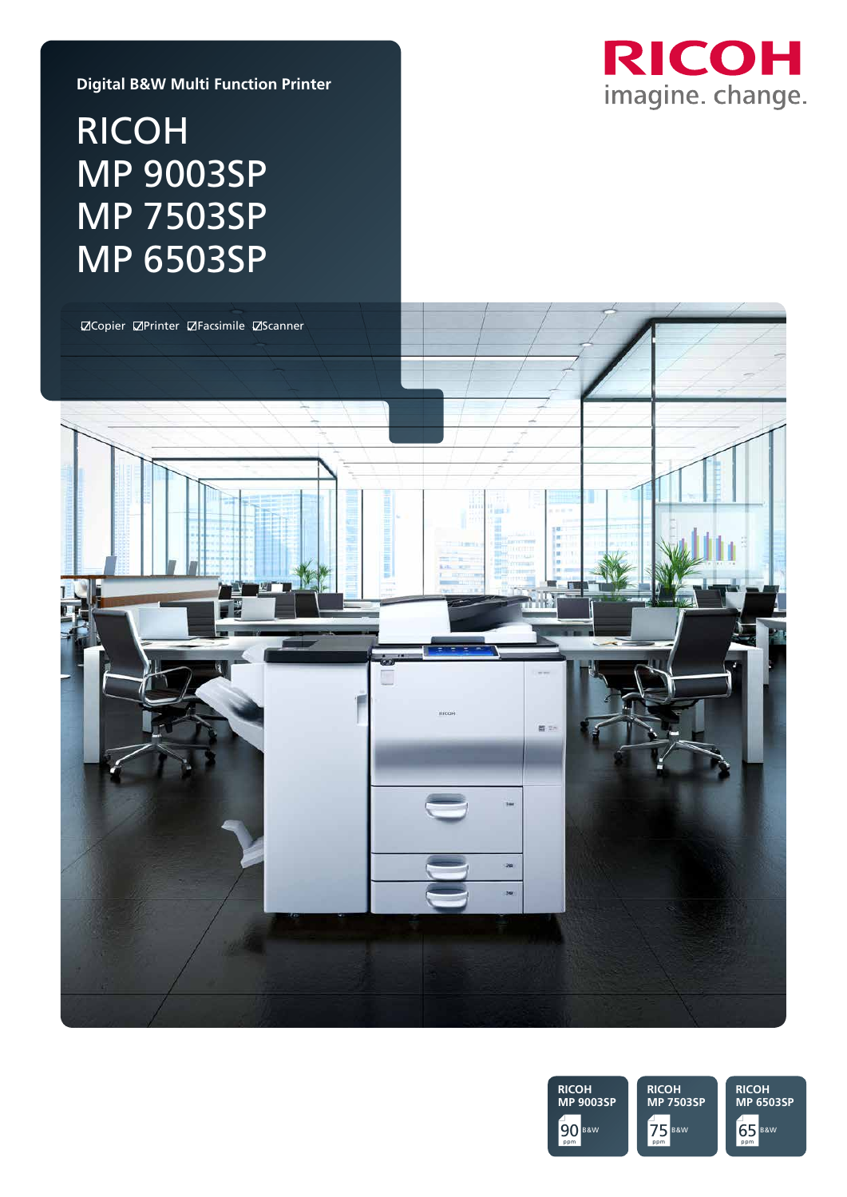Digital B&W Multi Function Printer

# RICOH MP 9003SP MP 7503SP MP 6503SP

☑Copier ☑Printer ☑Facsimile ☑Scanner

RICOH
imagine. change.

**RICOH MP 9003SP** 90 ppm B&W

**RICOH MP 7503SP** 75 ppm B&W

**RICOH MP 6503SP** 65 ppm B&W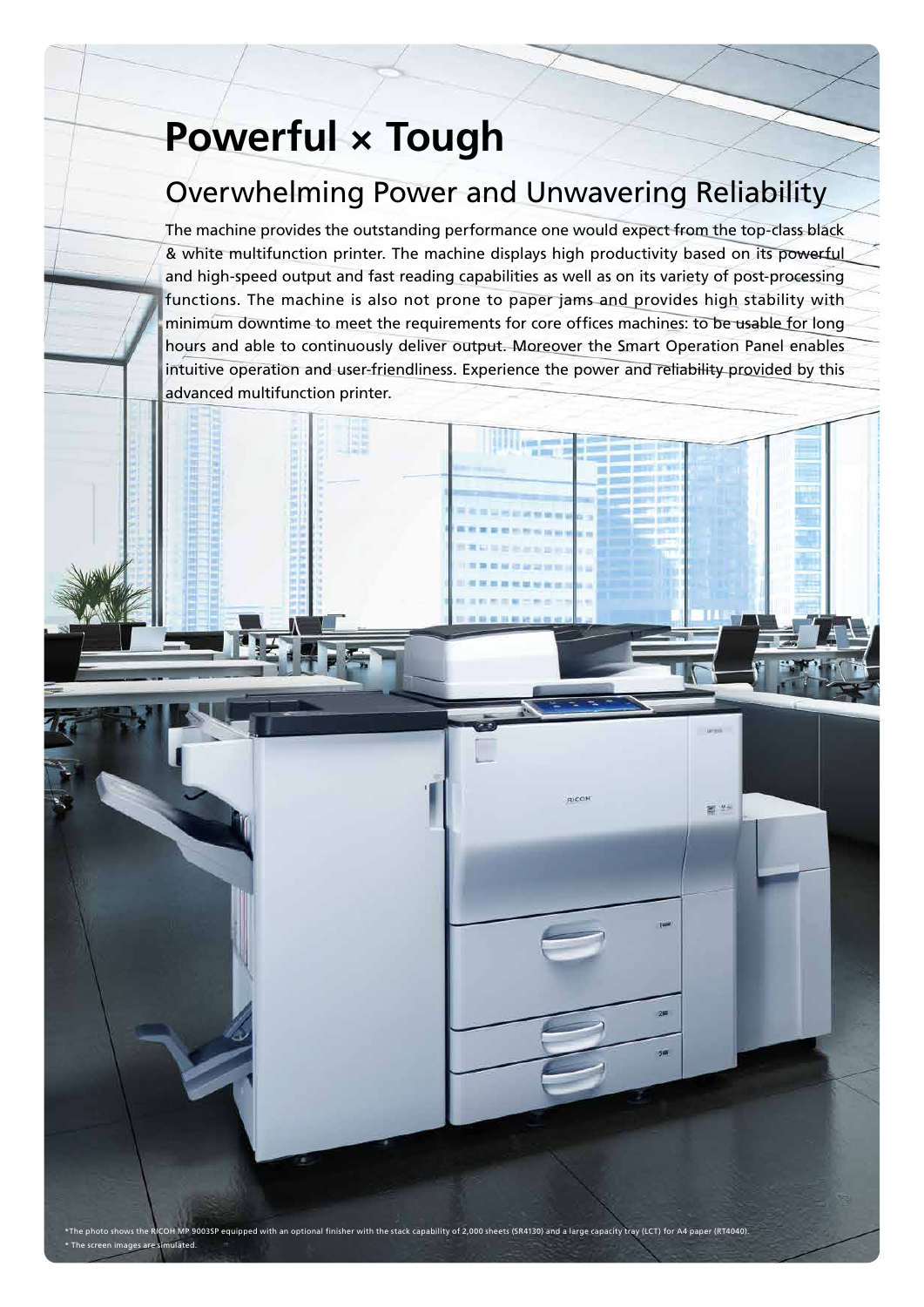# Powerful × Tough

## Overwhelming Power and Unwavering Reliability

The machine provides the outstanding performance one would expect from the top-class black & white multifunction printer. The machine displays high productivity based on its powerful and high-speed output and fast reading capabilities as well as on its variety of post-processing functions. The machine is also not prone to paper jams and provides high stability with minimum downtime to meet the requirements for core offices machines: to be usable for long hours and able to continuously deliver output. Moreover the Smart Operation Panel enables intuitive operation and user-friendliness. Experience the power and reliability provided by this advanced multifunction printer.

*The photo shows the RICOH MP 9003SP equipped with an optional finisher with the stack capability of 2,000 sheets (SR4130) and a large capacity tray (LCT) for A4 paper (RT4040).

* The screen images are simulated.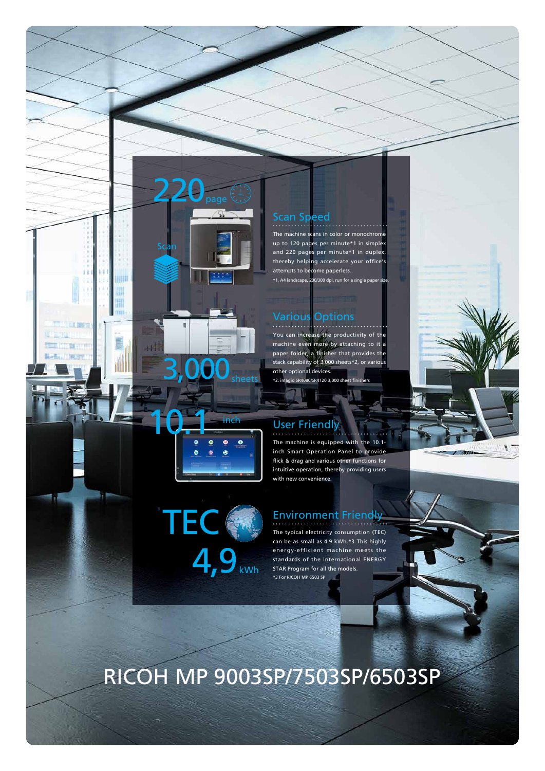220 page

Scan

## Scan Speed

The machine scans in color or monochrome up to 120 pages per minute*1 in simplex and 220 pages per minute*1 in duplex, thereby helping accelerate your office's attempts to become paperless.

*1. A4 landscape, 200/300 dpi, run for a single paper size.

3,000 sheets

## Various Options

You can increase the productivity of the machine even more by attaching to it a paper folder, a finisher that provides the stack capability of 3,000 sheets*2, or various other optional devices.

*2. imagio SR4080/SR4120 3,000 sheet finishers

10.1 inch

## User Friendly

The machine is equipped with the 10.1-inch Smart Operation Panel to provide flick & drag and various other functions for intuitive operation, thereby providing users with new convenience.

TEC 4,9 kWh

## Environment Friendly

The typical electricity consumption (TEC) can be as small as 4.9 kWh.*3 This highly energy-efficient machine meets the standards of the International ENERGY STAR Program for all the models.

*3 For RICOH MP 6503 SP

# RICOH MP 9003SP/7503SP/6503SP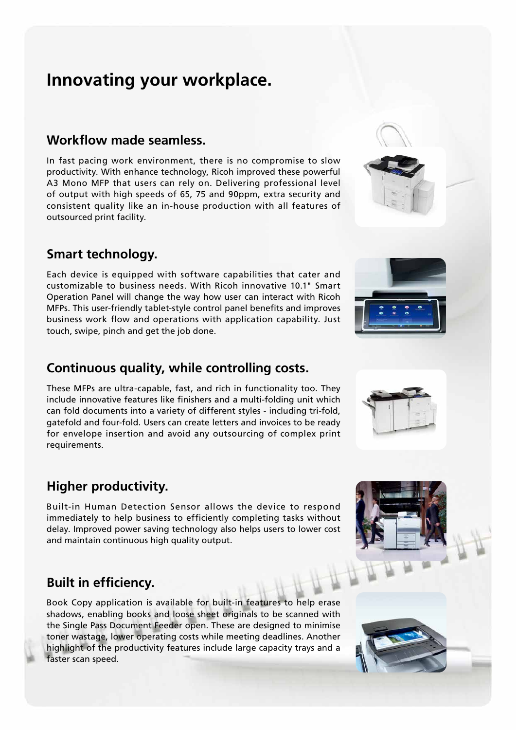# Innovating your workplace.

## Workflow made seamless.

In fast pacing work environment, there is no compromise to slow productivity. With enhance technology, Ricoh improved these powerful A3 Mono MFP that users can rely on. Delivering professional level of output with high speeds of 65, 75 and 90ppm, extra security and consistent quality like an in-house production with all features of outsourced print facility.

## Smart technology.

Each device is equipped with software capabilities that cater and customizable to business needs. With Ricoh innovative 10.1" Smart Operation Panel will change the way how user can interact with Ricoh MFPs. This user-friendly tablet-style control panel benefits and improves business work flow and operations with application capability. Just touch, swipe, pinch and get the job done.

## Continuous quality, while controlling costs.

These MFPs are ultra-capable, fast, and rich in functionality too. They include innovative features like finishers and a multi-folding unit which can fold documents into a variety of different styles - including tri-fold, gatefold and four-fold. Users can create letters and invoices to be ready for envelope insertion and avoid any outsourcing of complex print requirements.

## Higher productivity.

Built-in Human Detection Sensor allows the device to respond immediately to help business to efficiently completing tasks without delay. Improved power saving technology also helps users to lower cost and maintain continuous high quality output.

## Built in efficiency.

Book Copy application is available for built-in features to help erase shadows, enabling books and loose sheet originals to be scanned with the Single Pass Document Feeder open. These are designed to minimise toner wastage, lower operating costs while meeting deadlines. Another highlight of the productivity features include large capacity trays and a faster scan speed.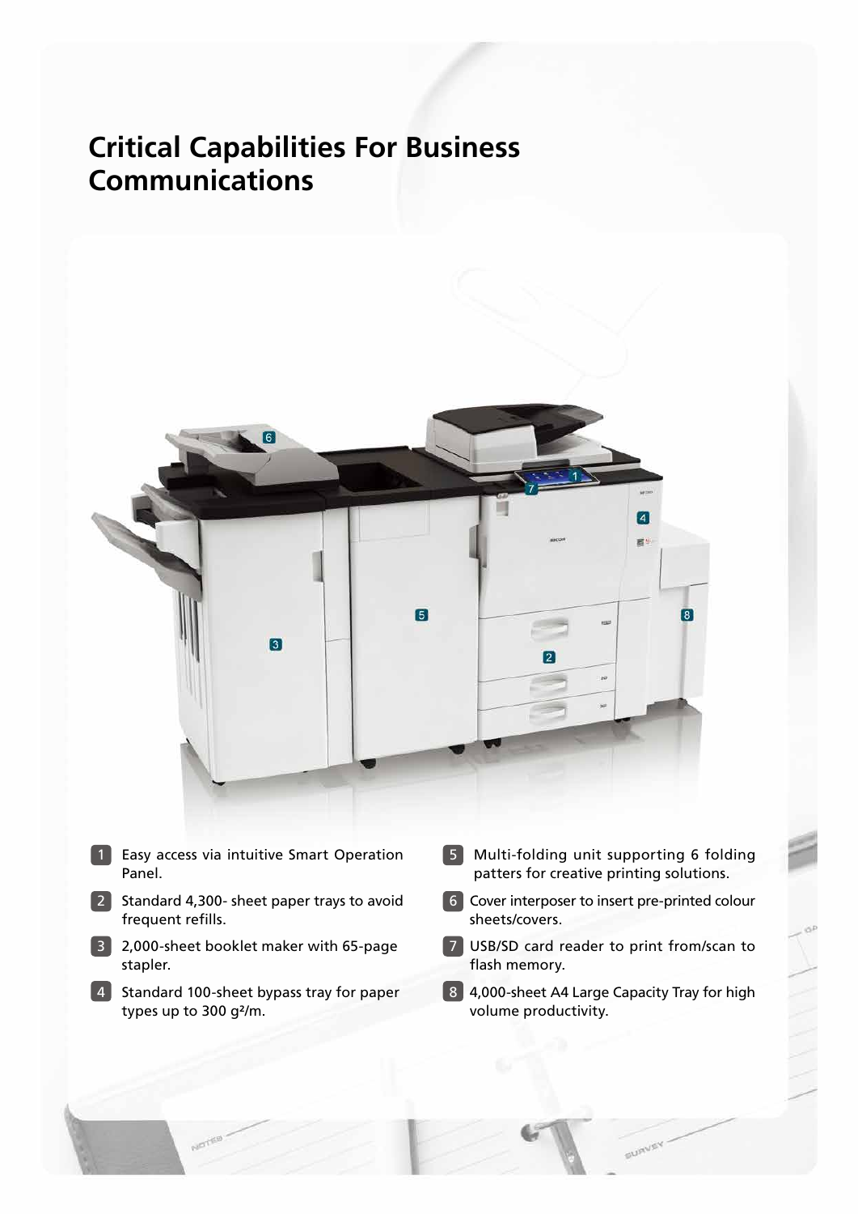# Critical Capabilities For Business Communications

1. Easy access via intuitive Smart Operation Panel.
2. Standard 4,300- sheet paper trays to avoid frequent refills.
3. 2,000-sheet booklet maker with 65-page stapler.
4. Standard 100-sheet bypass tray for paper types up to 300 g²/m.
5. Multi-folding unit supporting 6 folding patters for creative printing solutions.
6. Cover interposer to insert pre-printed colour sheets/covers.
7. USB/SD card reader to print from/scan to flash memory.
8. 4,000-sheet A4 Large Capacity Tray for high volume productivity.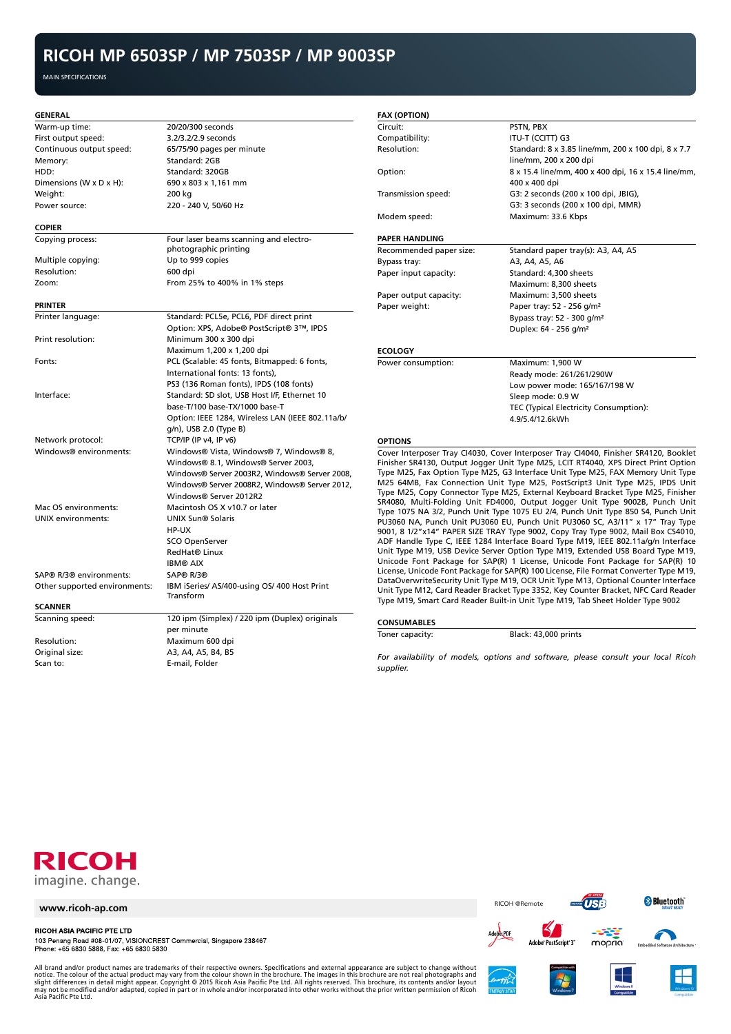# RICOH MP 6503SP / MP 7503SP / MP 9003SP

MAIN SPECIFICATIONS

## GENERAL

| | |
|---|---|
| Warm-up time: | 20/20/300 seconds |
| First output speed: | 3.2/3.2/2.9 seconds |
| Continuous output speed: | 65/75/90 pages per minute |
| Memory: | Standard: 2GB |
| HDD: | Standard: 320GB |
| Dimensions (W x D x H): | 690 x 803 x 1,161 mm |
| Weight: | 200 kg |
| Power source: | 220 - 240 V, 50/60 Hz |

## COPIER

| | |
|---|---|
| Copying process: | Four laser beams scanning and electro-photographic printing |
| Multiple copying: | Up to 999 copies |
| Resolution: | 600 dpi |
| Zoom: | From 25% to 400% in 1% steps |

## PRINTER

| | |
|---|---|
| Printer language: | Standard: PCL5e, PCL6, PDF direct print<br>Option: XPS, Adobe® PostScript® 3™, IPDS |
| Print resolution: | Minimum 300 x 300 dpi<br>Maximum 1,200 x 1,200 dpi |
| Fonts: | PCL (Scalable: 45 fonts, Bitmapped: 6 fonts, International fonts: 13 fonts), PS3 (136 Roman fonts), IPDS (108 fonts) |
| Interface: | Standard: SD slot, USB Host I/F, Ethernet 10 base-T/100 base-TX/1000 base-T<br>Option: IEEE 1284, Wireless LAN (IEEE 802.11a/b/g/n), USB 2.0 (Type B) |
| Network protocol: | TCP/IP (IP v4, IP v6) |
| Windows® environments: | Windows® Vista, Windows® 7, Windows® 8, Windows® 8.1, Windows® Server 2003, Windows® Server 2003R2, Windows® Server 2008, Windows® Server 2008R2, Windows® Server 2012, Windows® Server 2012R2 |
| Mac OS environments: | Macintosh OS X v10.7 or later |
| UNIX environments: | UNIX Sun® Solaris<br>HP-UX<br>SCO OpenServer<br>RedHat® Linux<br>IBM® AIX |
| SAP® R/3® environments: | SAP® R/3® |
| Other supported environments: | IBM iSeries/ AS/400-using OS/ 400 Host Print Transform |

## SCANNER

| | |
|---|---|
| Scanning speed: | 120 ipm (Simplex) / 220 ipm (Duplex) originals per minute |
| Resolution: | Maximum 600 dpi |
| Original size: | A3, A4, A5, B4, B5 |
| Scan to: | E-mail, Folder |

## FAX (OPTION)

| | |
|---|---|
| Circuit: | PSTN, PBX |
| Compatibility: | ITU-T (CCITT) G3 |
| Resolution: | Standard: 8 x 3.85 line/mm, 200 x 100 dpi, 8 x 7.7 line/mm, 200 x 200 dpi |
| Option: | 8 x 15.4 line/mm, 400 x 400 dpi, 16 x 15.4 line/mm, 400 x 400 dpi |
| Transmission speed: | G3: 2 seconds (200 x 100 dpi, JBIG),<br>G3: 3 seconds (200 x 100 dpi, MMR) |
| Modem speed: | Maximum: 33.6 Kbps |

## PAPER HANDLING

| | |
|---|---|
| Recommended paper size: | Standard paper tray(s): A3, A4, A5 |
| Bypass tray: | A3, A4, A5, A6 |
| Paper input capacity: | Standard: 4,300 sheets<br>Maximum: 8,300 sheets |
| Paper output capacity: | Maximum: 3,500 sheets |
| Paper weight: | Paper tray: 52 - 256 g/m²<br>Bypass tray: 52 - 300 g/m²<br>Duplex: 64 - 256 g/m² |

## ECOLOGY

| | |
|---|---|
| Power consumption: | Maximum: 1,900 W<br>Ready mode: 261/261/290W<br>Low power mode: 165/167/198 W<br>Sleep mode: 0.9 W<br>TEC (Typical Electricity Consumption): 4.9/5.4/12.6kWh |

## OPTIONS

Cover Interposer Tray CI4030, Cover Interposer Tray CI4040, Finisher SR4120, Booklet Finisher SR4130, Output Jogger Unit Type M25, LCIT RT4040, XPS Direct Print Option Type M25, Fax Option Type M25, G3 Interface Unit Type M25, FAX Memory Unit Type M25 64MB, Fax Connection Unit Type M25, PostScript3 Unit Type M25, IPDS Unit Type M25, Copy Connector Type M25, External Keyboard Bracket Type M25, Finisher SR4080, Multi-Folding Unit FD4000, Output Jogger Unit Type 9002B, Punch Unit Type 1075 NA 3/2, Punch Unit Type 1075 EU 2/4, Punch Unit Type 850 S4, Punch Unit PU3060 NA, Punch Unit PU3060 EU, Punch Unit PU3060 SC, A3/11" x 17" Tray Type 9001, 8 1/2"x14" PAPER SIZE TRAY Type 9002, Copy Tray Type 9002, Mail Box CS4010, ADF Handle Type C, IEEE 1284 Interface Board Type M19, IEEE 802.11a/g/n Interface Unit Type M19, USB Device Server Option Type M19, Extended USB Board Type M19, Unicode Font Package for SAP(R) 1 License, Unicode Font Package for SAP(R) 10 License, Unicode Font Package for SAP(R) 100 License, File Format Converter Type M19, DataOverwriteSecurity Unit Type M19, OCR Unit Type M13, Optional Counter Interface Unit Type M12, Card Reader Bracket Type 3352, Key Counter Bracket, NFC Card Reader Type M19, Smart Card Reader Built-in Unit Type M19, Tab Sheet Holder Type 9002

## CONSUMABLES

| | |
|---|---|
| Toner capacity: | Black: 43,000 prints |

*For availability of models, options and software, please consult your local Ricoh supplier.*

RICOH
imagine. change.

www.ricoh-ap.com

**RICOH ASIA PACIFIC PTE LTD**
103 Penang Road #08-01/07, VISIONCREST Commercial, Singapore 238467
Phone: +65 6830 5888, Fax: +65 6830 5830

All brand and/or product names are trademarks of their respective owners. Specifications and external appearance are subject to change without notice. The colour of the actual product may vary from the colour shown in the brochure. The images in this brochure are not real photographs and slight differences in detail might appear. Copyright © 2015 Ricoh Asia Pacific Pte Ltd. All rights reserved. This brochure, its contents and/or layout may not be modified and/or adapted, copied in part or in whole and/or incorporated into other works without the prior written permission of Ricoh Asia Pacific Pte Ltd.